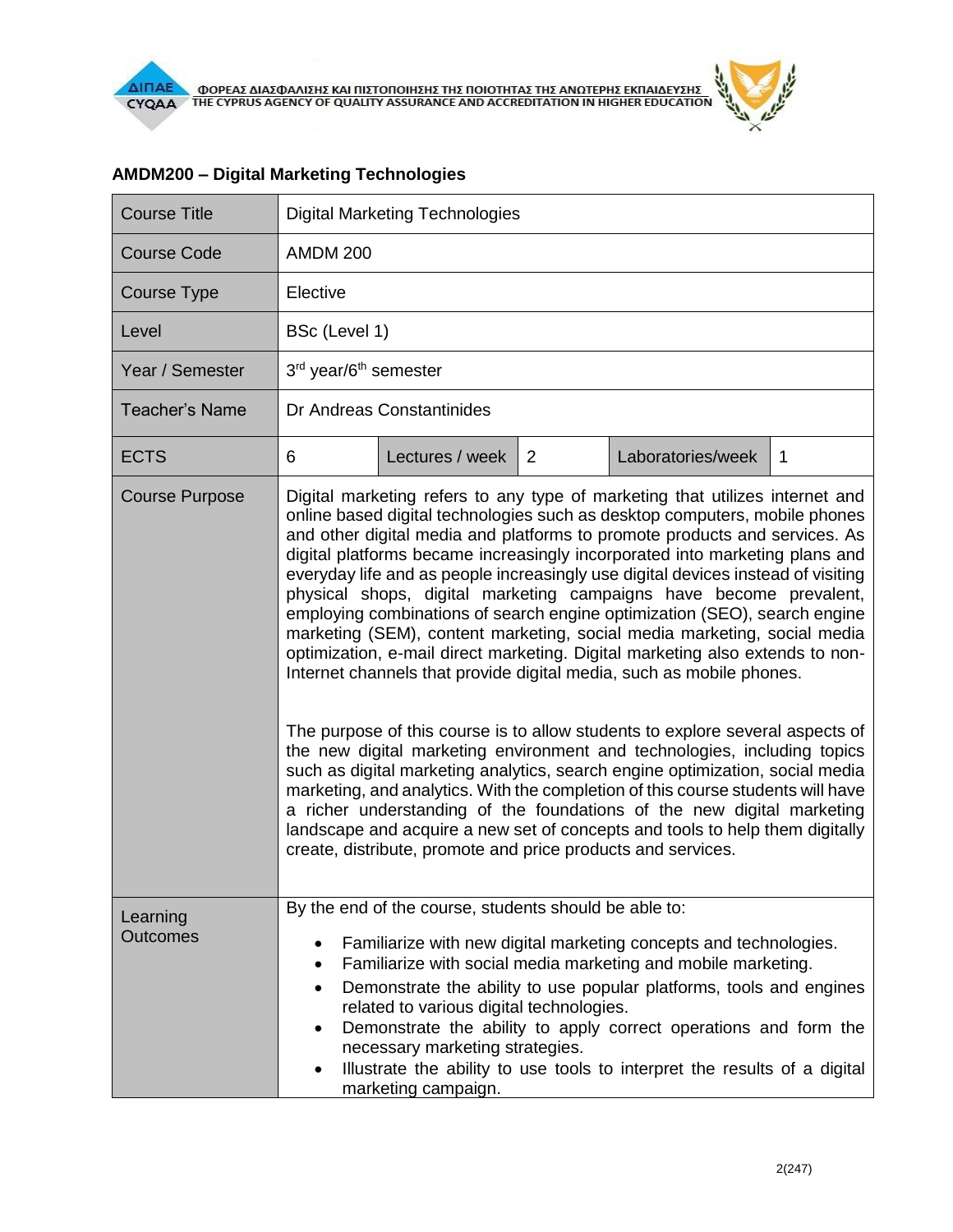## AMDM200 – Digital Marketing Technologies

| Course Title | Digital Marketing Technologies | | | | |
|---|---|---|---|---|---|
| Course Code | AMDM 200 | | | | |
| Course Type | Elective | | | | |
| Level | BSc (Level 1) | | | | |
| Year / Semester | 3rd year/6th semester | | | | |
| Teacher's Name | Dr Andreas Constantinides | | | | |
| ECTS | 6 | Lectures / week | 2 | Laboratories/week | 1 |
| Course Purpose | Digital marketing refers to any type of marketing that utilizes internet and online based digital technologies such as desktop computers, mobile phones and other digital media and platforms to promote products and services. As digital platforms became increasingly incorporated into marketing plans and everyday life and as people increasingly use digital devices instead of visiting physical shops, digital marketing campaigns have become prevalent, employing combinations of search engine optimization (SEO), search engine marketing (SEM), content marketing, social media marketing, social media optimization, e-mail direct marketing. Digital marketing also extends to non-Internet channels that provide digital media, such as mobile phones.<br><br>The purpose of this course is to allow students to explore several aspects of the new digital marketing environment and technologies, including topics such as digital marketing analytics, search engine optimization, social media marketing, and analytics. With the completion of this course students will have a richer understanding of the foundations of the new digital marketing landscape and acquire a new set of concepts and tools to help them digitally create, distribute, promote and price products and services. | | | | |
| Learning Outcomes | By the end of the course, students should be able to:<br>• Familiarize with new digital marketing concepts and technologies.<br>• Familiarize with social media marketing and mobile marketing.<br>• Demonstrate the ability to use popular platforms, tools and engines related to various digital technologies.<br>• Demonstrate the ability to apply correct operations and form the necessary marketing strategies.<br>• Illustrate the ability to use tools to interpret the results of a digital marketing campaign. | | | | |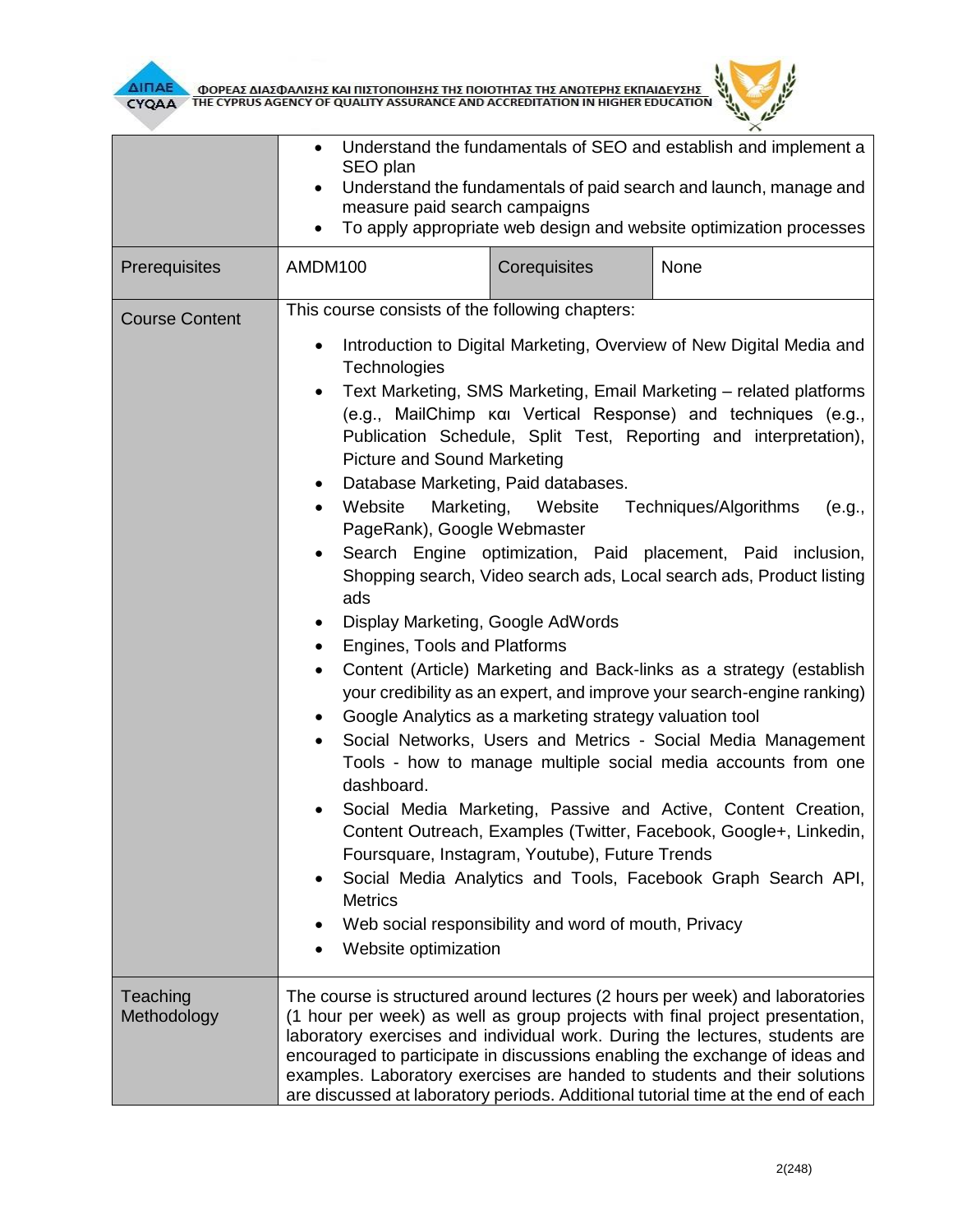| | | | |
|---|---|---|---|
| | • Understand the fundamentals of SEO and establish and implement a SEO plan<br>• Understand the fundamentals of paid search and launch, manage and measure paid search campaigns<br>• To apply appropriate web design and website optimization processes | | |
| Prerequisites | AMDM100 | Corequisites | None |
| Course Content | This course consists of the following chapters:<br>• Introduction to Digital Marketing, Overview of New Digital Media and Technologies<br>• Text Marketing, SMS Marketing, Email Marketing – related platforms (e.g., MailChimp και Vertical Response) and techniques (e.g., Publication Schedule, Split Test, Reporting and interpretation), Picture and Sound Marketing<br>• Database Marketing, Paid databases.<br>• Website Marketing, Website Techniques/Algorithms (e.g., PageRank), Google Webmaster<br>• Search Engine optimization, Paid placement, Paid inclusion, Shopping search, Video search ads, Local search ads, Product listing ads<br>• Display Marketing, Google AdWords<br>• Engines, Tools and Platforms<br>• Content (Article) Marketing and Back-links as a strategy (establish your credibility as an expert, and improve your search-engine ranking)<br>• Google Analytics as a marketing strategy valuation tool<br>• Social Networks, Users and Metrics - Social Media Management Tools - how to manage multiple social media accounts from one dashboard.<br>• Social Media Marketing, Passive and Active, Content Creation, Content Outreach, Examples (Twitter, Facebook, Google+, Linkedin, Foursquare, Instagram, Youtube), Future Trends<br>• Social Media Analytics and Tools, Facebook Graph Search API, Metrics<br>• Web social responsibility and word of mouth, Privacy<br>• Website optimization | | |
| Teaching Methodology | The course is structured around lectures (2 hours per week) and laboratories (1 hour per week) as well as group projects with final project presentation, laboratory exercises and individual work. During the lectures, students are encouraged to participate in discussions enabling the exchange of ideas and examples. Laboratory exercises are handed to students and their solutions are discussed at laboratory periods. Additional tutorial time at the end of each | | |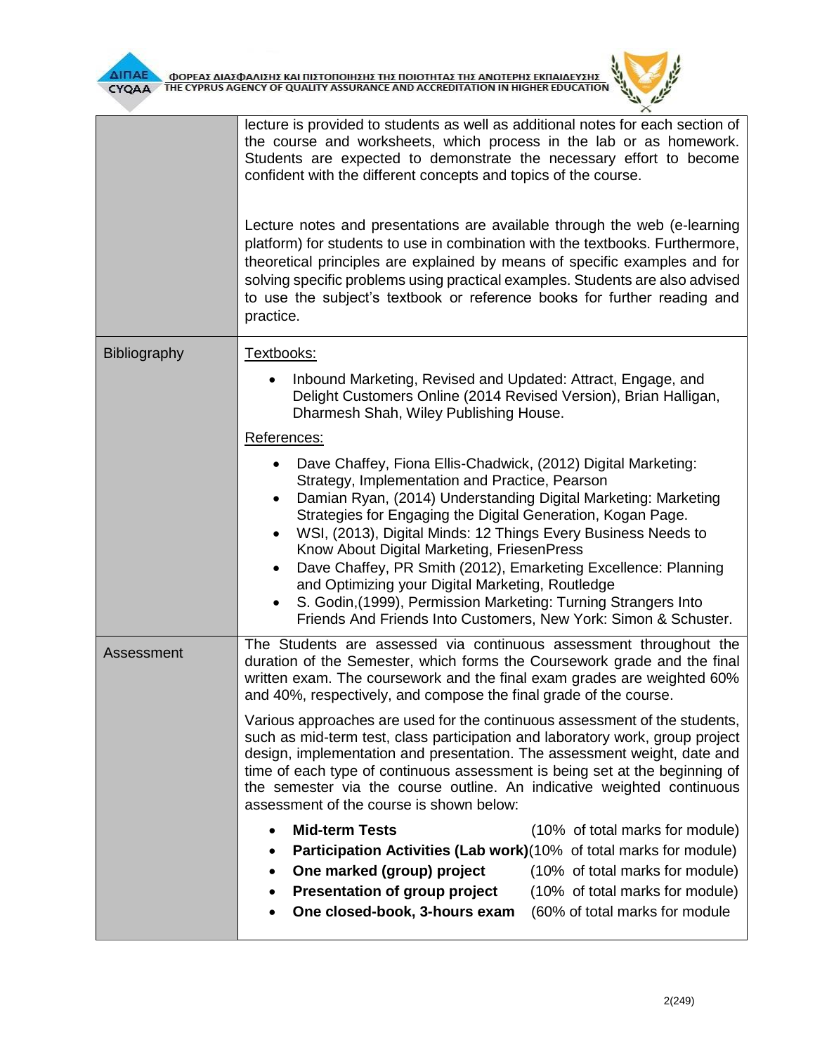| | |
|---|---|
| | lecture is provided to students as well as additional notes for each section of the course and worksheets, which process in the lab or as homework. Students are expected to demonstrate the necessary effort to become confident with the different concepts and topics of the course.<br><br>Lecture notes and presentations are available through the web (e-learning platform) for students to use in combination with the textbooks. Furthermore, theoretical principles are explained by means of specific examples and for solving specific problems using practical examples. Students are also advised to use the subject's textbook or reference books for further reading and practice. |
| Bibliography | Textbooks:<br>• Inbound Marketing, Revised and Updated: Attract, Engage, and Delight Customers Online (2014 Revised Version), Brian Halligan, Dharmesh Shah, Wiley Publishing House.<br><br>References:<br>• Dave Chaffey, Fiona Ellis-Chadwick, (2012) Digital Marketing: Strategy, Implementation and Practice, Pearson<br>• Damian Ryan, (2014) Understanding Digital Marketing: Marketing Strategies for Engaging the Digital Generation, Kogan Page.<br>• WSI, (2013), Digital Minds: 12 Things Every Business Needs to Know About Digital Marketing, FriesenPress<br>• Dave Chaffey, PR Smith (2012), Emarketing Excellence: Planning and Optimizing your Digital Marketing, Routledge<br>• S. Godin,(1999), Permission Marketing: Turning Strangers Into Friends And Friends Into Customers, New York: Simon & Schuster. |
| Assessment | The Students are assessed via continuous assessment throughout the duration of the Semester, which forms the Coursework grade and the final written exam. The coursework and the final exam grades are weighted 60% and 40%, respectively, and compose the final grade of the course.<br><br>Various approaches are used for the continuous assessment of the students, such as mid-term test, class participation and laboratory work, group project design, implementation and presentation. The assessment weight, date and time of each type of continuous assessment is being set at the beginning of the semester via the course outline. An indicative weighted continuous assessment of the course is shown below:<br><br>• **Mid-term Tests** (10% of total marks for module)<br>• **Participation Activities (Lab work)** (10% of total marks for module)<br>• **One marked (group) project** (10% of total marks for module)<br>• **Presentation of group project** (10% of total marks for module)<br>• **One closed-book, 3-hours exam** (60% of total marks for module |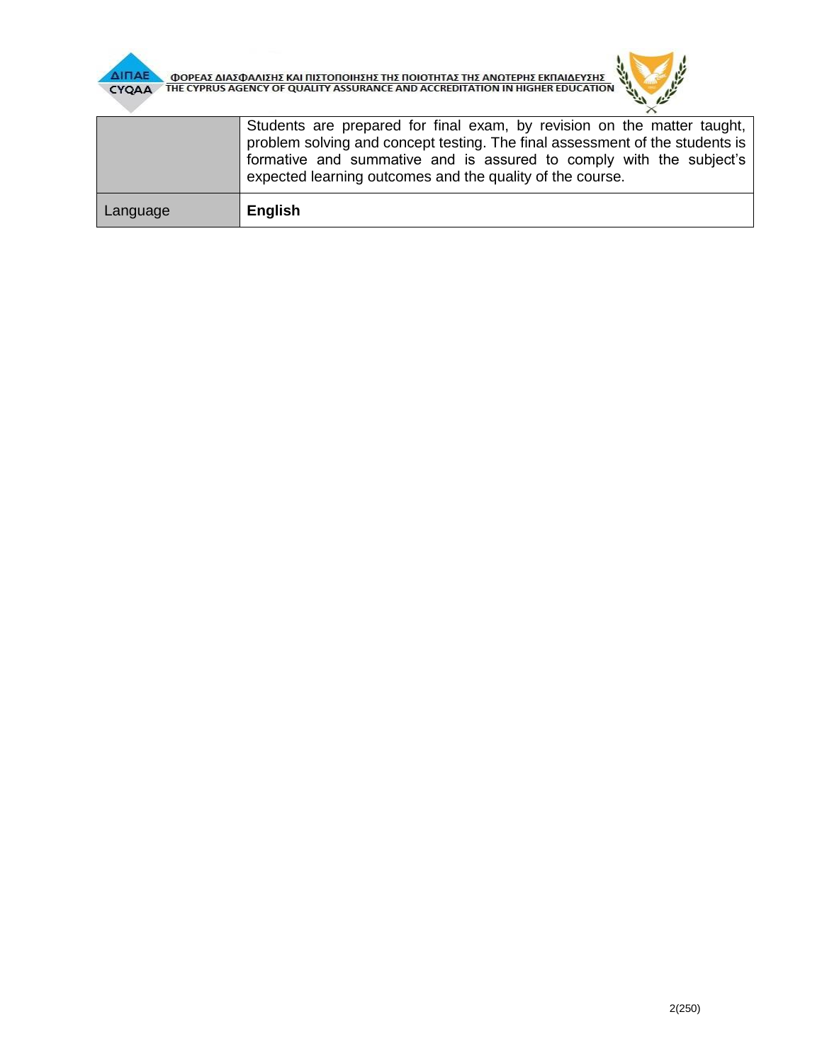| | |
|---|---|
| | Students are prepared for final exam, by revision on the matter taught, problem solving and concept testing. The final assessment of the students is formative and summative and is assured to comply with the subject's expected learning outcomes and the quality of the course. |
| Language | **English** |